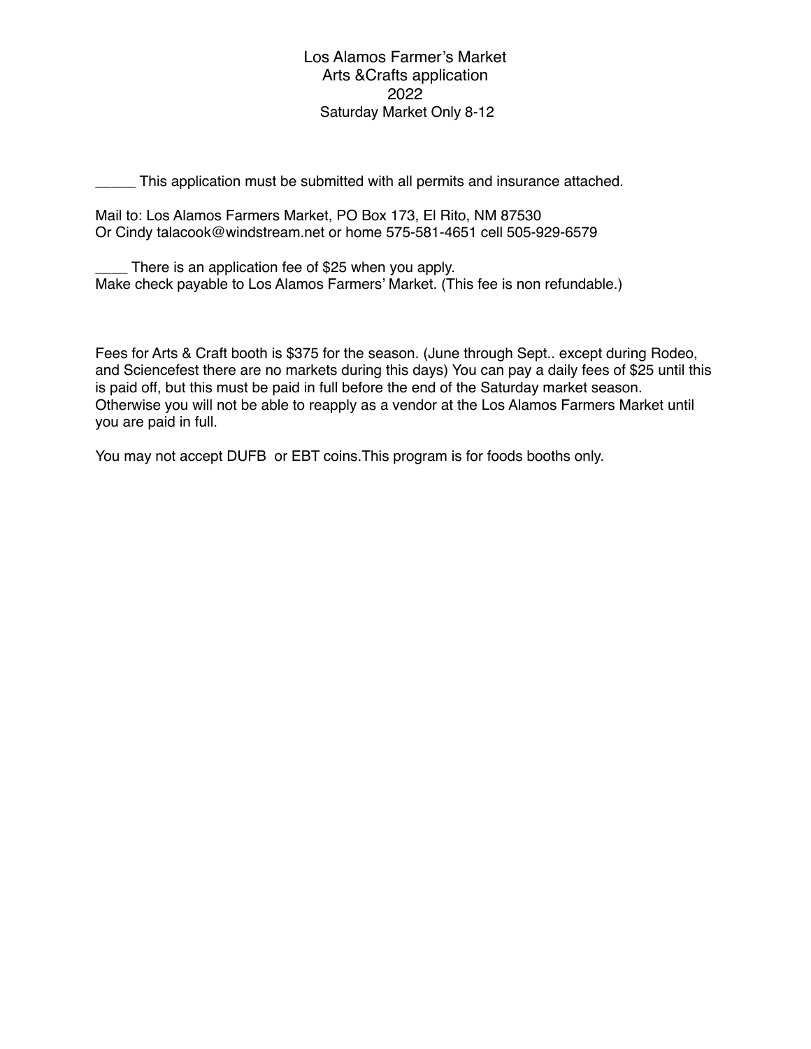# Los Alamos Farmer's Market
## Arts &Crafts application
## 2022
## Saturday Market Only 8-12

_____ This application must be submitted with all permits and insurance attached.

Mail to: Los Alamos Farmers Market, PO Box 173, El Rito, NM 87530
Or Cindy talacook@windstream.net or home 575-581-4651 cell 505-929-6579

____ There is an application fee of $25 when you apply.
Make check payable to Los Alamos Farmers' Market. (This fee is non refundable.)

Fees for Arts & Craft booth is $375 for the season. (June through Sept.. except during Rodeo, and Sciencefest there are no markets during this days) You can pay a daily fees of $25 until this is paid off, but this must be paid in full before the end of the Saturday market season. Otherwise you will not be able to reapply as a vendor at the Los Alamos Farmers Market until you are paid in full.

You may not accept DUFB or EBT coins.This program is for foods booths only.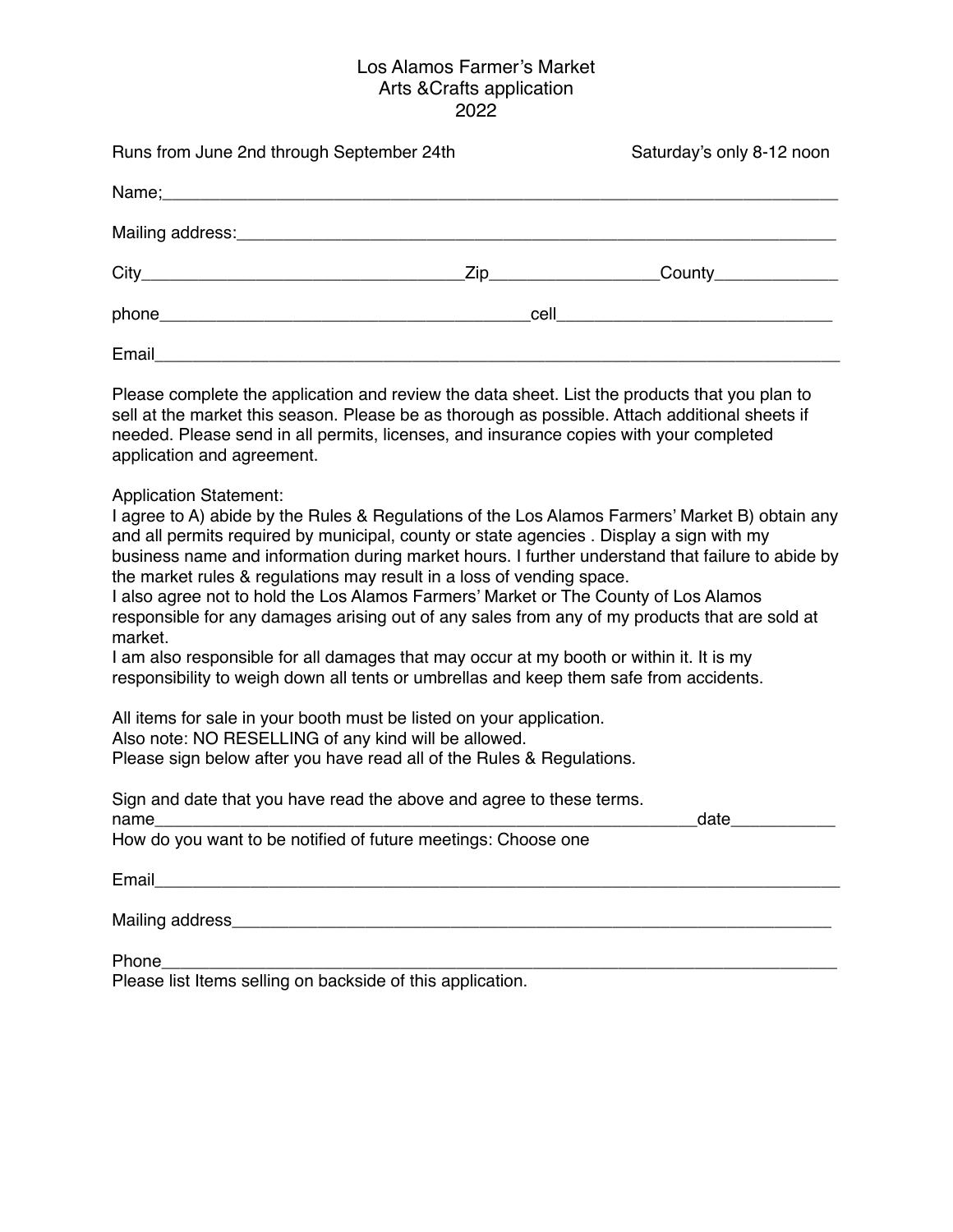Los Alamos Farmer's Market
Arts &Crafts application
2022

Runs from June 2nd through September 24th Saturday's only 8-12 noon

Name;_______________________________________________________________________

Mailing address:_______________________________________________________________

City_________________________________Zip_________________County_____________

phone________________________________________cell_____________________________

Email_______________________________________________________________________

Please complete the application and review the data sheet. List the products that you plan to sell at the market this season. Please be as thorough as possible. Attach additional sheets if needed. Please send in all permits, licenses, and insurance copies with your completed application and agreement.

Application Statement:
I agree to A) abide by the Rules & Regulations of the Los Alamos Farmers' Market B) obtain any and all permits required by municipal, county or state agencies . Display a sign with my business name and information during market hours. I further understand that failure to abide by the market rules & regulations may result in a loss of vending space.
I also agree not to hold the Los Alamos Farmers' Market or The County of Los Alamos responsible for any damages arising out of any sales from any of my products that are sold at market.
I am also responsible for all damages that may occur at my booth or within it. It is my responsibility to weigh down all tents or umbrellas and keep them safe from accidents.

All items for sale in your booth must be listed on your application.
Also note: NO RESELLING of any kind will be allowed.
Please sign below after you have read all of the Rules & Regulations.

Sign and date that you have read the above and agree to these terms.
name___________________________________________________________date___________
How do you want to be notified of future meetings: Choose one

Email_______________________________________________________________________

Mailing address_______________________________________________________________

Phone_______________________________________________________________________
Please list Items selling on backside of this application.